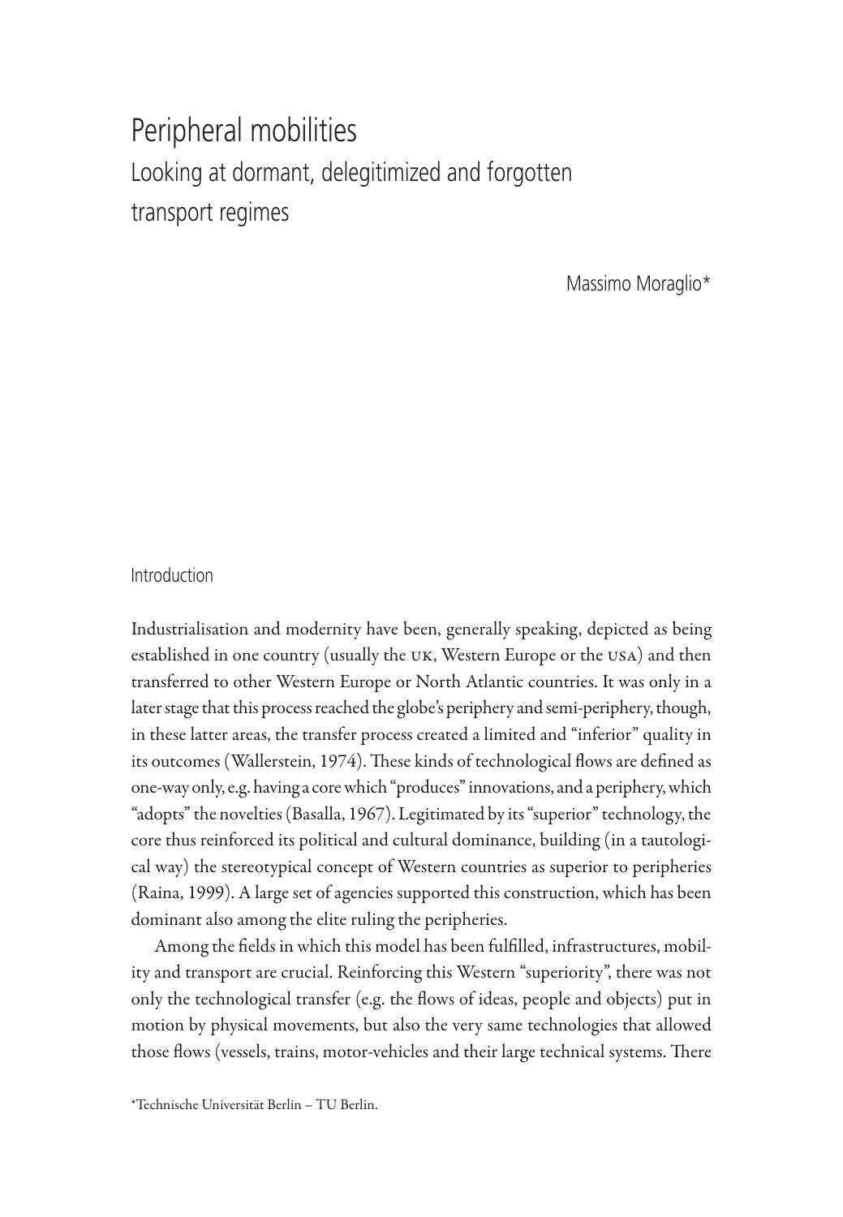# Peripheral mobilities

## Looking at dormant, delegitimized and forgotten transport regimes

Massimo Moraglio*

### Introduction

Industrialisation and modernity have been, generally speaking, depicted as being established in one country (usually the UK, Western Europe or the USA) and then transferred to other Western Europe or North Atlantic countries. It was only in a later stage that this process reached the globe's periphery and semi-periphery, though, in these latter areas, the transfer process created a limited and "inferior" quality in its outcomes (Wallerstein, 1974). These kinds of technological flows are defined as one-way only, e.g. having a core which "produces" innovations, and a periphery, which "adopts" the novelties (Basalla, 1967). Legitimated by its "superior" technology, the core thus reinforced its political and cultural dominance, building (in a tautological way) the stereotypical concept of Western countries as superior to peripheries (Raina, 1999). A large set of agencies supported this construction, which has been dominant also among the elite ruling the peripheries.

Among the fields in which this model has been fulfilled, infrastructures, mobility and transport are crucial. Reinforcing this Western "superiority", there was not only the technological transfer (e.g. the flows of ideas, people and objects) put in motion by physical movements, but also the very same technologies that allowed those flows (vessels, trains, motor-vehicles and their large technical systems. There

*Technische Universität Berlin – TU Berlin.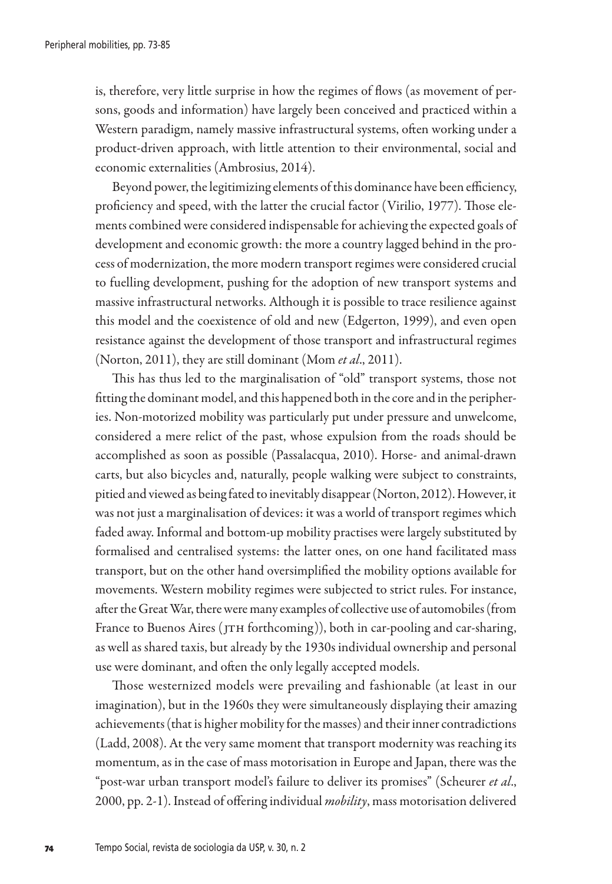is, therefore, very little surprise in how the regimes of flows (as movement of persons, goods and information) have largely been conceived and practiced within a Western paradigm, namely massive infrastructural systems, often working under a product-driven approach, with little attention to their environmental, social and economic externalities (Ambrosius, 2014).

Beyond power, the legitimizing elements of this dominance have been efficiency, proficiency and speed, with the latter the crucial factor (Virilio, 1977). Those elements combined were considered indispensable for achieving the expected goals of development and economic growth: the more a country lagged behind in the process of modernization, the more modern transport regimes were considered crucial to fuelling development, pushing for the adoption of new transport systems and massive infrastructural networks. Although it is possible to trace resilience against this model and the coexistence of old and new (Edgerton, 1999), and even open resistance against the development of those transport and infrastructural regimes (Norton, 2011), they are still dominant (Mom *et al*., 2011).

This has thus led to the marginalisation of "old" transport systems, those not fitting the dominant model, and this happened both in the core and in the peripheries. Non-motorized mobility was particularly put under pressure and unwelcome, considered a mere relict of the past, whose expulsion from the roads should be accomplished as soon as possible (Passalacqua, 2010). Horse- and animal-drawn carts, but also bicycles and, naturally, people walking were subject to constraints, pitied and viewed as being fated to inevitably disappear (Norton, 2012). However, it was not just a marginalisation of devices: it was a world of transport regimes which faded away. Informal and bottom-up mobility practises were largely substituted by formalised and centralised systems: the latter ones, on one hand facilitated mass transport, but on the other hand oversimplified the mobility options available for movements. Western mobility regimes were subjected to strict rules. For instance, after the Great War, there were many examples of collective use of automobiles (from France to Buenos Aires (JTH forthcoming)), both in car-pooling and car-sharing, as well as shared taxis, but already by the 1930s individual ownership and personal use were dominant, and often the only legally accepted models.

Those westernized models were prevailing and fashionable (at least in our imagination), but in the 1960s they were simultaneously displaying their amazing achievements (that is higher mobility for the masses) and their inner contradictions (Ladd, 2008). At the very same moment that transport modernity was reaching its momentum, as in the case of mass motorisation in Europe and Japan, there was the "post-war urban transport model's failure to deliver its promises" (Scheurer *et al*., 2000, pp. 2-1). Instead of offering individual *mobility*, mass motorisation delivered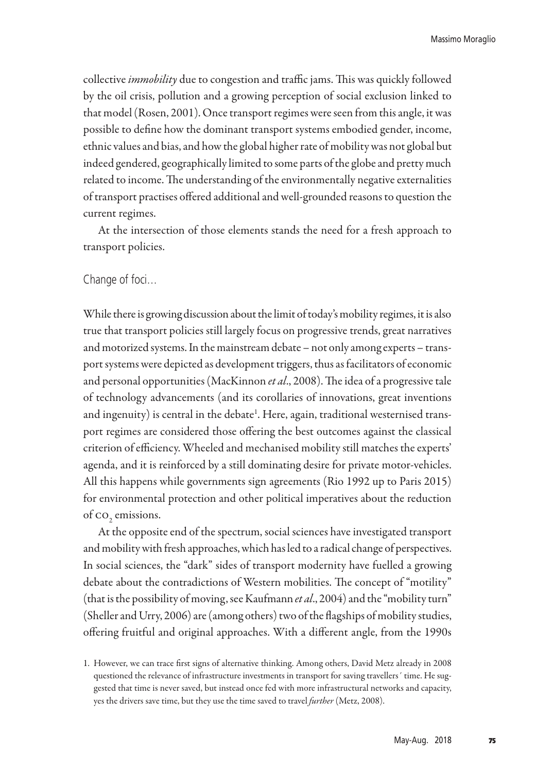collective *immobility* due to congestion and traffic jams. This was quickly followed by the oil crisis, pollution and a growing perception of social exclusion linked to that model (Rosen, 2001). Once transport regimes were seen from this angle, it was possible to define how the dominant transport systems embodied gender, income, ethnic values and bias, and how the global higher rate of mobility was not global but indeed gendered, geographically limited to some parts of the globe and pretty much related to income. The understanding of the environmentally negative externalities of transport practises offered additional and well-grounded reasons to question the current regimes.

At the intersection of those elements stands the need for a fresh approach to transport policies.

## Change of foci…

While there is growing discussion about the limit of today's mobility regimes, it is also true that transport policies still largely focus on progressive trends, great narratives and motorized systems. In the mainstream debate – not only among experts – transport systems were depicted as development triggers, thus as facilitators of economic and personal opportunities (MacKinnon *et al*., 2008). The idea of a progressive tale of technology advancements (and its corollaries of innovations, great inventions and ingenuity) is central in the debate[1]. Here, again, traditional westernised transport regimes are considered those offering the best outcomes against the classical criterion of efficiency. Wheeled and mechanised mobility still matches the experts' agenda, and it is reinforced by a still dominating desire for private motor-vehicles. All this happens while governments sign agreements (Rio 1992 up to Paris 2015) for environmental protection and other political imperatives about the reduction of $CO_2$ emissions.

At the opposite end of the spectrum, social sciences have investigated transport and mobility with fresh approaches, which has led to a radical change of perspectives. In social sciences, the "dark" sides of transport modernity have fuelled a growing debate about the contradictions of Western mobilities. The concept of "motility" (that is the possibility of moving, see Kaufmann *et al*., 2004) and the "mobility turn" (Sheller and Urry, 2006) are (among others) two of the flagships of mobility studies, offering fruitful and original approaches. With a different angle, from the 1990s

1. However, we can trace first signs of alternative thinking. Among others, David Metz already in 2008 questioned the relevance of infrastructure investments in transport for saving travellers´ time. He suggested that time is never saved, but instead once fed with more infrastructural networks and capacity, yes the drivers save time, but they use the time saved to travel *further* (Metz, 2008).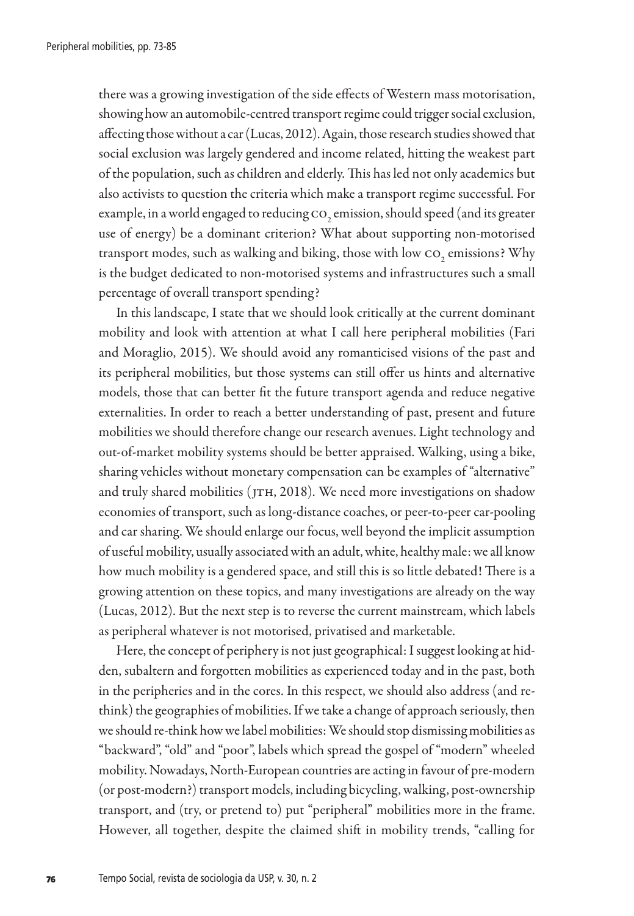there was a growing investigation of the side effects of Western mass motorisation, showing how an automobile-centred transport regime could trigger social exclusion, affecting those without a car (Lucas, 2012). Again, those research studies showed that social exclusion was largely gendered and income related, hitting the weakest part of the population, such as children and elderly. This has led not only academics but also activists to question the criteria which make a transport regime successful. For example, in a world engaged to reducing $CO_2$ emission, should speed (and its greater use of energy) be a dominant criterion? What about supporting non-motorised transport modes, such as walking and biking, those with low $CO_2$ emissions? Why is the budget dedicated to non-motorised systems and infrastructures such a small percentage of overall transport spending?

In this landscape, I state that we should look critically at the current dominant mobility and look with attention at what I call here peripheral mobilities (Fari and Moraglio, 2015). We should avoid any romanticised visions of the past and its peripheral mobilities, but those systems can still offer us hints and alternative models, those that can better fit the future transport agenda and reduce negative externalities. In order to reach a better understanding of past, present and future mobilities we should therefore change our research avenues. Light technology and out-of-market mobility systems should be better appraised. Walking, using a bike, sharing vehicles without monetary compensation can be examples of "alternative" and truly shared mobilities (JTH, 2018). We need more investigations on shadow economies of transport, such as long-distance coaches, or peer-to-peer car-pooling and car sharing. We should enlarge our focus, well beyond the implicit assumption of useful mobility, usually associated with an adult, white, healthy male: we all know how much mobility is a gendered space, and still this is so little debated! There is a growing attention on these topics, and many investigations are already on the way (Lucas, 2012). But the next step is to reverse the current mainstream, which labels as peripheral whatever is not motorised, privatised and marketable.

Here, the concept of periphery is not just geographical: I suggest looking at hidden, subaltern and forgotten mobilities as experienced today and in the past, both in the peripheries and in the cores. In this respect, we should also address (and re-think) the geographies of mobilities. If we take a change of approach seriously, then we should re-think how we label mobilities: We should stop dismissing mobilities as "backward", "old" and "poor", labels which spread the gospel of "modern" wheeled mobility. Nowadays, North-European countries are acting in favour of pre-modern (or post-modern?) transport models, including bicycling, walking, post-ownership transport, and (try, or pretend to) put "peripheral" mobilities more in the frame. However, all together, despite the claimed shift in mobility trends, "calling for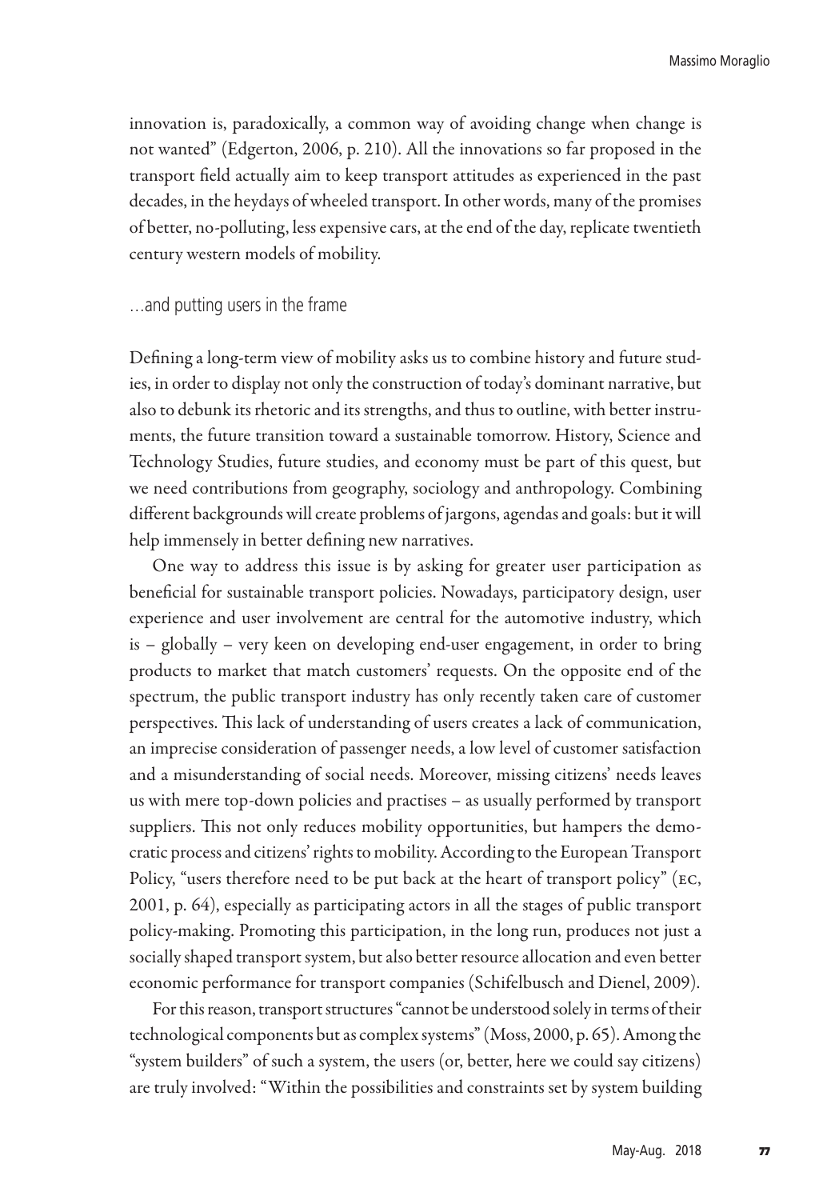innovation is, paradoxically, a common way of avoiding change when change is not wanted" (Edgerton, 2006, p. 210). All the innovations so far proposed in the transport field actually aim to keep transport attitudes as experienced in the past decades, in the heydays of wheeled transport. In other words, many of the promises of better, no-polluting, less expensive cars, at the end of the day, replicate twentieth century western models of mobility.

## …and putting users in the frame

Defining a long-term view of mobility asks us to combine history and future studies, in order to display not only the construction of today's dominant narrative, but also to debunk its rhetoric and its strengths, and thus to outline, with better instruments, the future transition toward a sustainable tomorrow. History, Science and Technology Studies, future studies, and economy must be part of this quest, but we need contributions from geography, sociology and anthropology. Combining different backgrounds will create problems of jargons, agendas and goals: but it will help immensely in better defining new narratives.

One way to address this issue is by asking for greater user participation as beneficial for sustainable transport policies. Nowadays, participatory design, user experience and user involvement are central for the automotive industry, which is – globally – very keen on developing end-user engagement, in order to bring products to market that match customers' requests. On the opposite end of the spectrum, the public transport industry has only recently taken care of customer perspectives. This lack of understanding of users creates a lack of communication, an imprecise consideration of passenger needs, a low level of customer satisfaction and a misunderstanding of social needs. Moreover, missing citizens' needs leaves us with mere top-down policies and practises – as usually performed by transport suppliers. This not only reduces mobility opportunities, but hampers the democratic process and citizens' rights to mobility. According to the European Transport Policy, "users therefore need to be put back at the heart of transport policy" (EC, 2001, p. 64), especially as participating actors in all the stages of public transport policy-making. Promoting this participation, in the long run, produces not just a socially shaped transport system, but also better resource allocation and even better economic performance for transport companies (Schifelbusch and Dienel, 2009).

For this reason, transport structures "cannot be understood solely in terms of their technological components but as complex systems" (Moss, 2000, p. 65). Among the "system builders" of such a system, the users (or, better, here we could say citizens) are truly involved: "Within the possibilities and constraints set by system building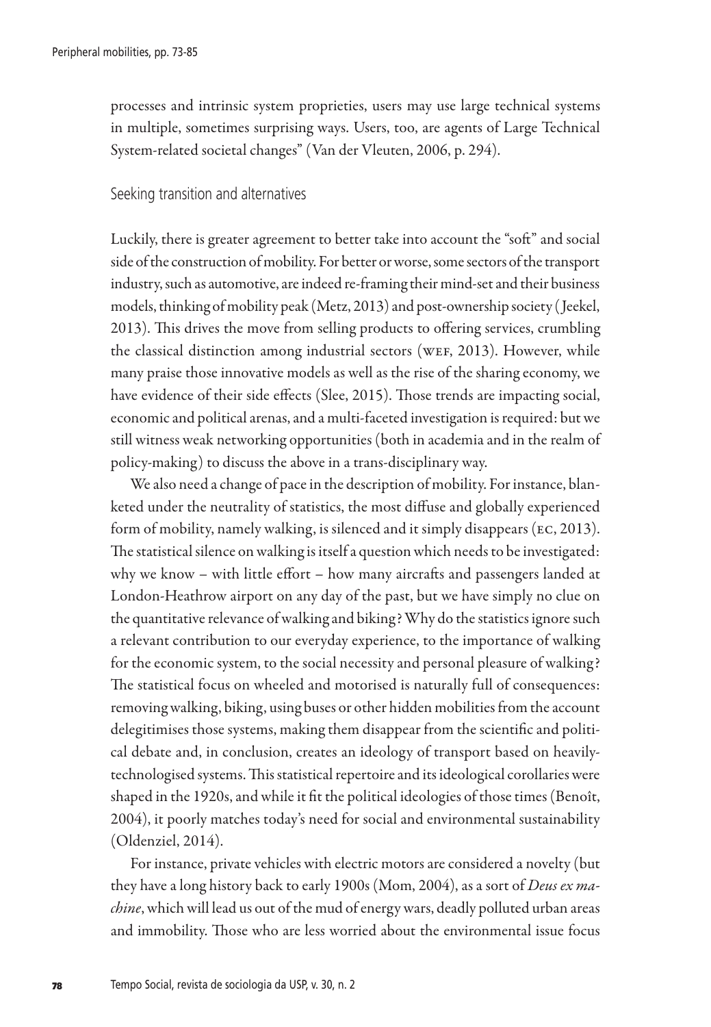processes and intrinsic system proprieties, users may use large technical systems in multiple, sometimes surprising ways. Users, too, are agents of Large Technical System-related societal changes" (Van der Vleuten, 2006, p. 294).

## Seeking transition and alternatives

Luckily, there is greater agreement to better take into account the "soft" and social side of the construction of mobility. For better or worse, some sectors of the transport industry, such as automotive, are indeed re-framing their mind-set and their business models, thinking of mobility peak (Metz, 2013) and post-ownership society (Jeekel, 2013). This drives the move from selling products to offering services, crumbling the classical distinction among industrial sectors (WEF, 2013). However, while many praise those innovative models as well as the rise of the sharing economy, we have evidence of their side effects (Slee, 2015). Those trends are impacting social, economic and political arenas, and a multi-faceted investigation is required: but we still witness weak networking opportunities (both in academia and in the realm of policy-making) to discuss the above in a trans-disciplinary way.

We also need a change of pace in the description of mobility. For instance, blanketed under the neutrality of statistics, the most diffuse and globally experienced form of mobility, namely walking, is silenced and it simply disappears (EC, 2013). The statistical silence on walking is itself a question which needs to be investigated: why we know – with little effort – how many aircrafts and passengers landed at London-Heathrow airport on any day of the past, but we have simply no clue on the quantitative relevance of walking and biking? Why do the statistics ignore such a relevant contribution to our everyday experience, to the importance of walking for the economic system, to the social necessity and personal pleasure of walking? The statistical focus on wheeled and motorised is naturally full of consequences: removing walking, biking, using buses or other hidden mobilities from the account delegitimises those systems, making them disappear from the scientific and political debate and, in conclusion, creates an ideology of transport based on heavily-technologised systems. This statistical repertoire and its ideological corollaries were shaped in the 1920s, and while it fit the political ideologies of those times (Benoît, 2004), it poorly matches today's need for social and environmental sustainability (Oldenziel, 2014).

For instance, private vehicles with electric motors are considered a novelty (but they have a long history back to early 1900s (Mom, 2004), as a sort of *Deus ex machine*, which will lead us out of the mud of energy wars, deadly polluted urban areas and immobility. Those who are less worried about the environmental issue focus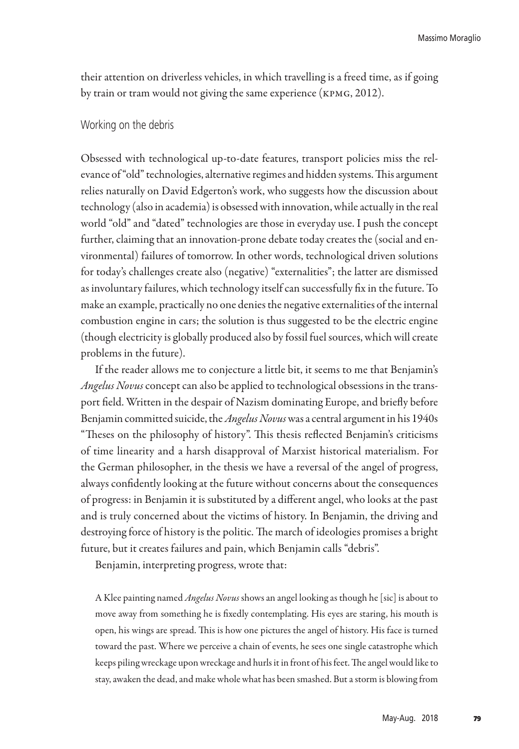their attention on driverless vehicles, in which travelling is a freed time, as if going by train or tram would not giving the same experience (KPMG, 2012).

## Working on the debris

Obsessed with technological up-to-date features, transport policies miss the relevance of "old" technologies, alternative regimes and hidden systems. This argument relies naturally on David Edgerton's work, who suggests how the discussion about technology (also in academia) is obsessed with innovation, while actually in the real world "old" and "dated" technologies are those in everyday use. I push the concept further, claiming that an innovation-prone debate today creates the (social and environmental) failures of tomorrow. In other words, technological driven solutions for today's challenges create also (negative) "externalities"; the latter are dismissed as involuntary failures, which technology itself can successfully fix in the future. To make an example, practically no one denies the negative externalities of the internal combustion engine in cars; the solution is thus suggested to be the electric engine (though electricity is globally produced also by fossil fuel sources, which will create problems in the future).

If the reader allows me to conjecture a little bit, it seems to me that Benjamin's *Angelus Novus* concept can also be applied to technological obsessions in the transport field. Written in the despair of Nazism dominating Europe, and briefly before Benjamin committed suicide, the *Angelus Novus* was a central argument in his 1940s "Theses on the philosophy of history". This thesis reflected Benjamin's criticisms of time linearity and a harsh disapproval of Marxist historical materialism. For the German philosopher, in the thesis we have a reversal of the angel of progress, always confidently looking at the future without concerns about the consequences of progress: in Benjamin it is substituted by a different angel, who looks at the past and is truly concerned about the victims of history. In Benjamin, the driving and destroying force of history is the politic. The march of ideologies promises a bright future, but it creates failures and pain, which Benjamin calls "debris".

Benjamin, interpreting progress, wrote that:

> A Klee painting named *Angelus Novus* shows an angel looking as though he [sic] is about to move away from something he is fixedly contemplating. His eyes are staring, his mouth is open, his wings are spread. This is how one pictures the angel of history. His face is turned toward the past. Where we perceive a chain of events, he sees one single catastrophe which keeps piling wreckage upon wreckage and hurls it in front of his feet. The angel would like to stay, awaken the dead, and make whole what has been smashed. But a storm is blowing from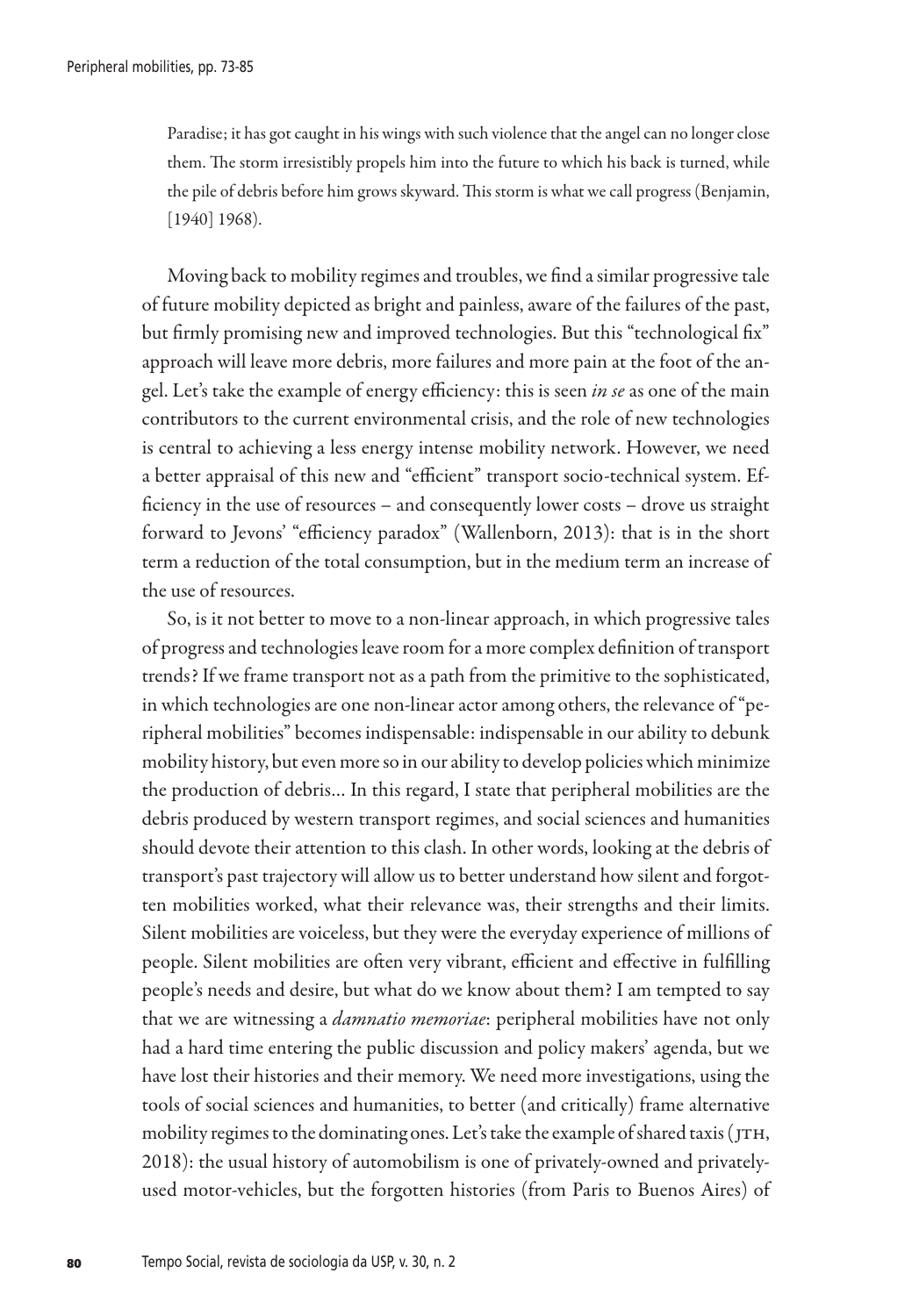> Paradise; it has got caught in his wings with such violence that the angel can no longer close them. The storm irresistibly propels him into the future to which his back is turned, while the pile of debris before him grows skyward. This storm is what we call progress (Benjamin, [1940] 1968).

Moving back to mobility regimes and troubles, we find a similar progressive tale of future mobility depicted as bright and painless, aware of the failures of the past, but firmly promising new and improved technologies. But this "technological fix" approach will leave more debris, more failures and more pain at the foot of the angel. Let's take the example of energy efficiency: this is seen *in se* as one of the main contributors to the current environmental crisis, and the role of new technologies is central to achieving a less energy intense mobility network. However, we need a better appraisal of this new and "efficient" transport socio-technical system. Efficiency in the use of resources – and consequently lower costs – drove us straight forward to Jevons' "efficiency paradox" (Wallenborn, 2013): that is in the short term a reduction of the total consumption, but in the medium term an increase of the use of resources.

So, is it not better to move to a non-linear approach, in which progressive tales of progress and technologies leave room for a more complex definition of transport trends? If we frame transport not as a path from the primitive to the sophisticated, in which technologies are one non-linear actor among others, the relevance of "peripheral mobilities" becomes indispensable: indispensable in our ability to debunk mobility history, but even more so in our ability to develop policies which minimize the production of debris... In this regard, I state that peripheral mobilities are the debris produced by western transport regimes, and social sciences and humanities should devote their attention to this clash. In other words, looking at the debris of transport's past trajectory will allow us to better understand how silent and forgotten mobilities worked, what their relevance was, their strengths and their limits. Silent mobilities are voiceless, but they were the everyday experience of millions of people. Silent mobilities are often very vibrant, efficient and effective in fulfilling people's needs and desire, but what do we know about them? I am tempted to say that we are witnessing a *damnatio memoriae*: peripheral mobilities have not only had a hard time entering the public discussion and policy makers' agenda, but we have lost their histories and their memory. We need more investigations, using the tools of social sciences and humanities, to better (and critically) frame alternative mobility regimes to the dominating ones. Let's take the example of shared taxis (JTH, 2018): the usual history of automobilism is one of privately-owned and privately-used motor-vehicles, but the forgotten histories (from Paris to Buenos Aires) of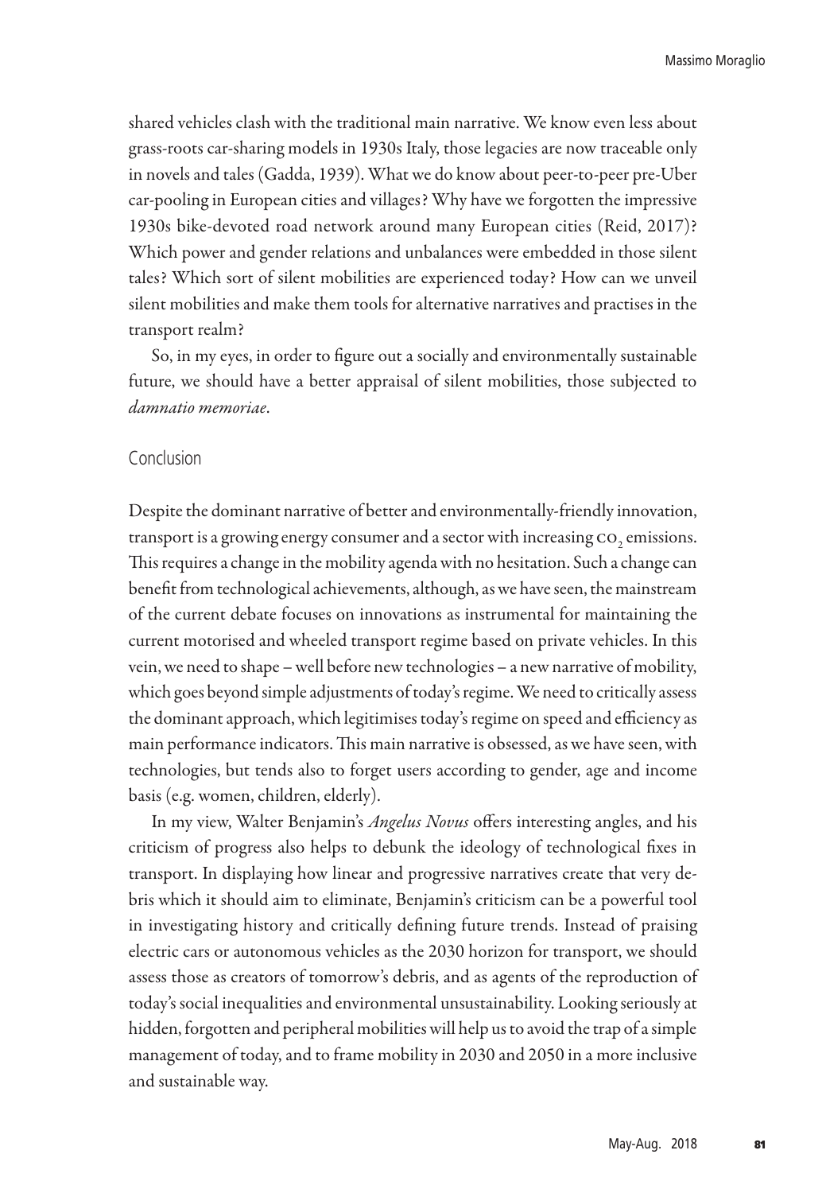shared vehicles clash with the traditional main narrative. We know even less about grass-roots car-sharing models in 1930s Italy, those legacies are now traceable only in novels and tales (Gadda, 1939). What we do know about peer-to-peer pre-Uber car-pooling in European cities and villages? Why have we forgotten the impressive 1930s bike-devoted road network around many European cities (Reid, 2017)? Which power and gender relations and unbalances were embedded in those silent tales? Which sort of silent mobilities are experienced today? How can we unveil silent mobilities and make them tools for alternative narratives and practises in the transport realm?

So, in my eyes, in order to figure out a socially and environmentally sustainable future, we should have a better appraisal of silent mobilities, those subjected to *damnatio memoriae*.

## Conclusion

Despite the dominant narrative of better and environmentally-friendly innovation, transport is a growing energy consumer and a sector with increasing $CO_2$ emissions. This requires a change in the mobility agenda with no hesitation. Such a change can benefit from technological achievements, although, as we have seen, the mainstream of the current debate focuses on innovations as instrumental for maintaining the current motorised and wheeled transport regime based on private vehicles. In this vein, we need to shape – well before new technologies – a new narrative of mobility, which goes beyond simple adjustments of today's regime. We need to critically assess the dominant approach, which legitimises today's regime on speed and efficiency as main performance indicators. This main narrative is obsessed, as we have seen, with technologies, but tends also to forget users according to gender, age and income basis (e.g. women, children, elderly).

In my view, Walter Benjamin's *Angelus Novus* offers interesting angles, and his criticism of progress also helps to debunk the ideology of technological fixes in transport. In displaying how linear and progressive narratives create that very debris which it should aim to eliminate, Benjamin's criticism can be a powerful tool in investigating history and critically defining future trends. Instead of praising electric cars or autonomous vehicles as the 2030 horizon for transport, we should assess those as creators of tomorrow's debris, and as agents of the reproduction of today's social inequalities and environmental unsustainability. Looking seriously at hidden, forgotten and peripheral mobilities will help us to avoid the trap of a simple management of today, and to frame mobility in 2030 and 2050 in a more inclusive and sustainable way.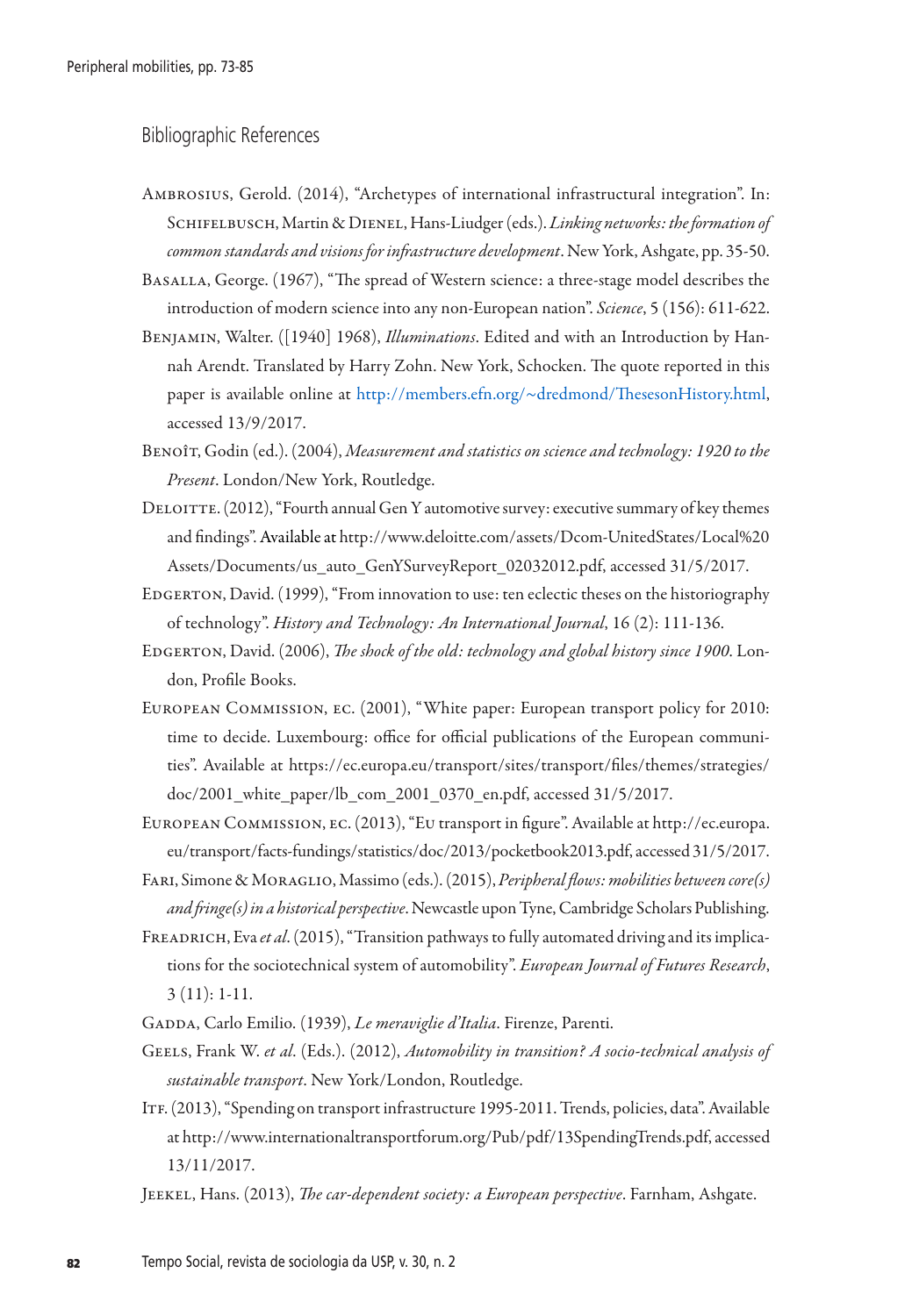## Bibliographic References

Ambrosius, Gerold. (2014), "Archetypes of international infrastructural integration". In: Schifelbusch, Martin & Dienel, Hans-Liudger (eds.). *Linking networks: the formation of common standards and visions for infrastructure development*. New York, Ashgate, pp. 35-50.

Basalla, George. (1967), "The spread of Western science: a three-stage model describes the introduction of modern science into any non-European nation". *Science*, 5 (156): 611-622.

Benjamin, Walter. ([1940] 1968), *Illuminations*. Edited and with an Introduction by Hannah Arendt. Translated by Harry Zohn. New York, Schocken. The quote reported in this paper is available online at http://members.efn.org/~dredmond/ThesesonHistory.html, accessed 13/9/2017.

Benoît, Godin (ed.). (2004), *Measurement and statistics on science and technology: 1920 to the Present*. London/New York, Routledge.

Deloitte. (2012), "Fourth annual Gen Y automotive survey: executive summary of key themes and findings". Available at http://www.deloitte.com/assets/Dcom-UnitedStates/Local%20 Assets/Documents/us_auto_GenYSurveyReport_02032012.pdf, accessed 31/5/2017.

Edgerton, David. (1999), "From innovation to use: ten eclectic theses on the historiography of technology". *History and Technology: An International Journal*, 16 (2): 111-136.

Edgerton, David. (2006), *The shock of the old: technology and global history since 1900*. London, Profile Books.

European Commission, ec. (2001), "White paper: European transport policy for 2010: time to decide. Luxembourg: office for official publications of the European communities". Available at https://ec.europa.eu/transport/sites/transport/files/themes/strategies/doc/2001_white_paper/lb_com_2001_0370_en.pdf, accessed 31/5/2017.

European Commission, ec. (2013), "Eu transport in figure". Available at http://ec.europa.eu/transport/facts-fundings/statistics/doc/2013/pocketbook2013.pdf, accessed 31/5/2017.

Fari, Simone & Moraglio, Massimo (eds.). (2015), *Peripheral flows: mobilities between core(s) and fringe(s) in a historical perspective*. Newcastle upon Tyne, Cambridge Scholars Publishing.

Freadrich, Eva *et al*. (2015), "Transition pathways to fully automated driving and its implications for the sociotechnical system of automobility". *European Journal of Futures Research*, 3 (11): 1-11.

Gadda, Carlo Emilio. (1939), *Le meraviglie d'Italia*. Firenze, Parenti.

Geels, Frank W. *et al*. (Eds.). (2012), *Automobility in transition? A socio-technical analysis of sustainable transport*. New York/London, Routledge.

Itf. (2013), "Spending on transport infrastructure 1995-2011. Trends, policies, data". Available at http://www.internationaltransportforum.org/Pub/pdf/13SpendingTrends.pdf, accessed 13/11/2017.

Jeekel, Hans. (2013), *The car-dependent society: a European perspective*. Farnham, Ashgate.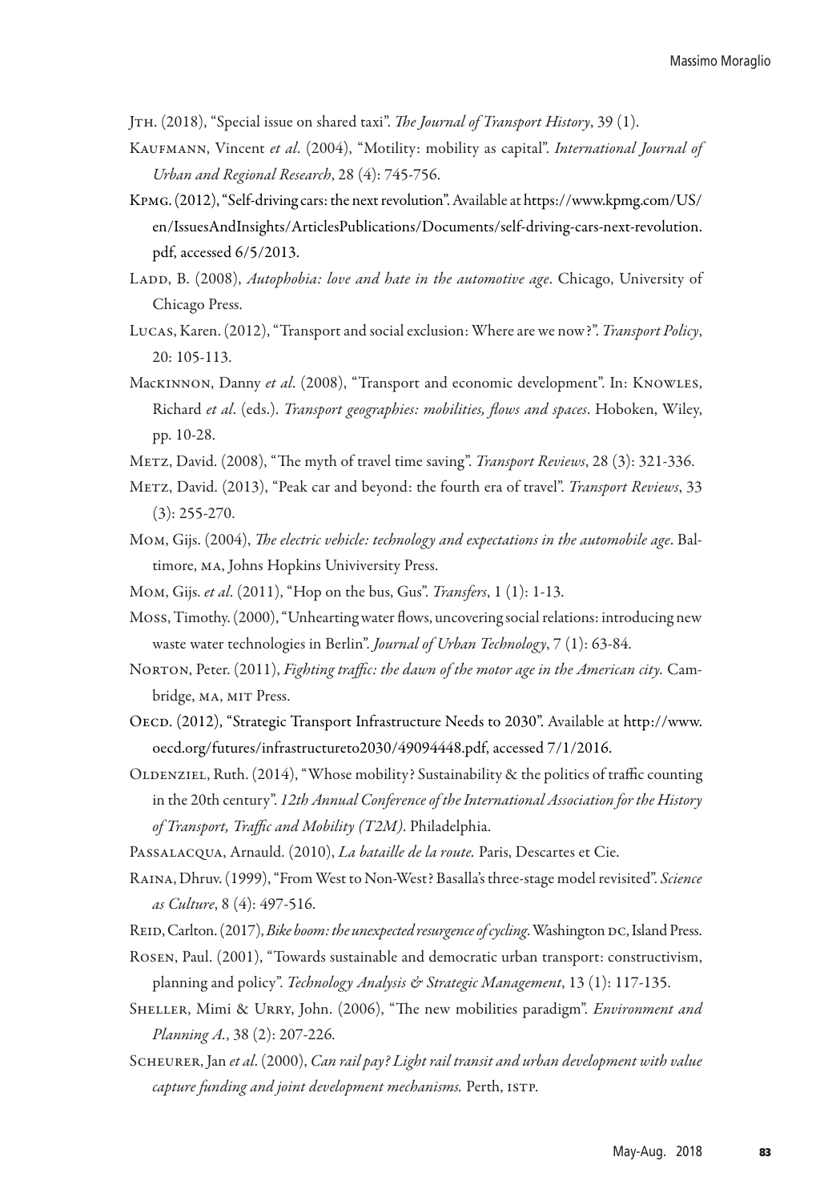Jth. (2018), "Special issue on shared taxi". *The Journal of Transport History*, 39 (1).

Kaufmann, Vincent *et al*. (2004), "Motility: mobility as capital". *International Journal of Urban and Regional Research*, 28 (4): 745-756.

Kpmg. (2012), "Self-driving cars: the next revolution". Available at https://www.kpmg.com/US/en/IssuesAndInsights/ArticlesPublications/Documents/self-driving-cars-next-revolution.pdf, accessed 6/5/2013.

Ladd, B. (2008), *Autophobia: love and hate in the automotive age*. Chicago, University of Chicago Press.

Lucas, Karen. (2012), "Transport and social exclusion: Where are we now?". *Transport Policy*, 20: 105-113.

Mackinnon, Danny *et al*. (2008), "Transport and economic development". In: Knowles, Richard *et al*. (eds.). *Transport geographies: mobilities, flows and spaces*. Hoboken, Wiley, pp. 10-28.

Metz, David. (2008), "The myth of travel time saving". *Transport Reviews*, 28 (3): 321-336.

Metz, David. (2013), "Peak car and beyond: the fourth era of travel". *Transport Reviews*, 33 (3): 255-270.

Mom, Gijs. (2004), *The electric vehicle: technology and expectations in the automobile age*. Baltimore, ma, Johns Hopkins Univiversity Press.

Mom, Gijs. *et al*. (2011), "Hop on the bus, Gus". *Transfers*, 1 (1): 1-13.

Moss, Timothy. (2000), "Unhearting water flows, uncovering social relations: introducing new waste water technologies in Berlin". *Journal of Urban Technology*, 7 (1): 63-84.

Norton, Peter. (2011), *Fighting traffic: the dawn of the motor age in the American city.* Cambridge, ma, mit Press.

Oecd. (2012), "Strategic Transport Infrastructure Needs to 2030". Available at http://www.oecd.org/futures/infrastructureto2030/49094448.pdf, accessed 7/1/2016.

Oldenziel, Ruth. (2014), "Whose mobility? Sustainability & the politics of traffic counting in the 20th century". *12th Annual Conference of the International Association for the History of Transport, Traffic and Mobility (T2M)*. Philadelphia.

Passalacqua, Arnauld. (2010), *La bataille de la route.* Paris, Descartes et Cie.

Raina, Dhruv. (1999), "From West to Non-West? Basalla's three-stage model revisited". *Science as Culture*, 8 (4): 497-516.

Reid, Carlton. (2017), *Bike boom: the unexpected resurgence of cycling*. Washington dc, Island Press.

Rosen, Paul. (2001), "Towards sustainable and democratic urban transport: constructivism, planning and policy". *Technology Analysis & Strategic Management*, 13 (1): 117-135.

Sheller, Mimi & Urry, John. (2006), "The new mobilities paradigm". *Environment and Planning A.*, 38 (2): 207-226.

Scheurer, Jan *et al*. (2000), *Can rail pay? Light rail transit and urban development with value capture funding and joint development mechanisms.* Perth, istp.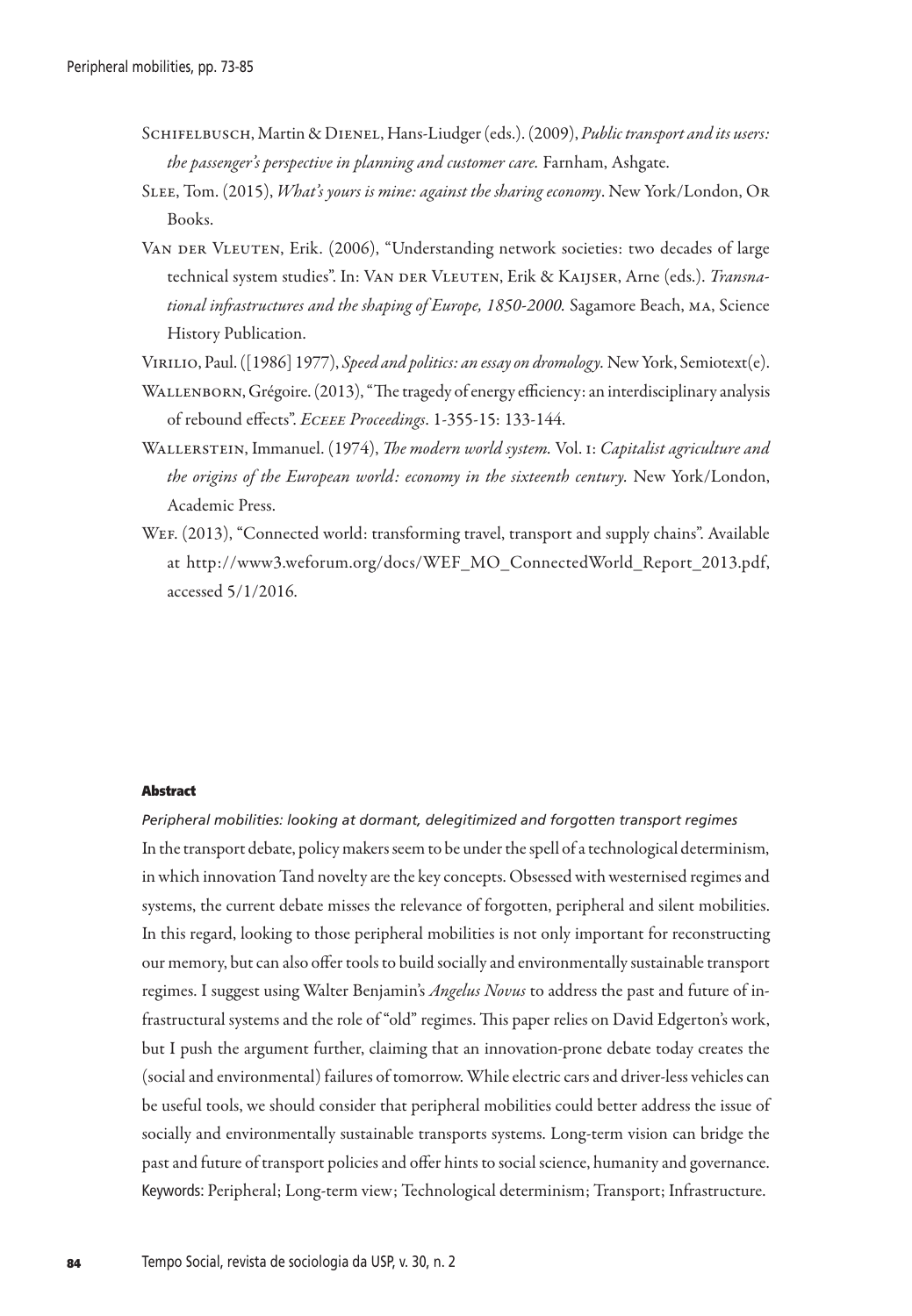Schifelbusch, Martin & Dienel, Hans-Liudger (eds.). (2009), *Public transport and its users: the passenger's perspective in planning and customer care.* Farnham, Ashgate.

Slee, Tom. (2015), *What's yours is mine: against the sharing economy*. New York/London, Or Books.

Van der Vleuten, Erik. (2006), "Understanding network societies: two decades of large technical system studies". In: Van der Vleuten, Erik & Kaijser, Arne (eds.). *Transnational infrastructures and the shaping of Europe, 1850-2000.* Sagamore Beach, ma, Science History Publication.

Virilio, Paul. ([1986] 1977), *Speed and politics: an essay on dromology*. New York, Semiotext(e).

Wallenborn, Grégoire. (2013), "The tragedy of energy efficiency: an interdisciplinary analysis of rebound effects". *Eceee Proceedings*. 1-355-15: 133-144.

Wallerstein, Immanuel. (1974), *The modern world system.* Vol. i: *Capitalist agriculture and the origins of the European world: economy in the sixteenth century*. New York/London, Academic Press.

Wef. (2013), "Connected world: transforming travel, transport and supply chains". Available at http://www3.weforum.org/docs/WEF_MO_ConnectedWorld_Report_2013.pdf, accessed 5/1/2016.

#### Abstract

*Peripheral mobilities: looking at dormant, delegitimized and forgotten transport regimes*

In the transport debate, policy makers seem to be under the spell of a technological determinism, in which innovation Tand novelty are the key concepts. Obsessed with westernised regimes and systems, the current debate misses the relevance of forgotten, peripheral and silent mobilities. In this regard, looking to those peripheral mobilities is not only important for reconstructing our memory, but can also offer tools to build socially and environmentally sustainable transport regimes. I suggest using Walter Benjamin's *Angelus Novus* to address the past and future of infrastructural systems and the role of "old" regimes. This paper relies on David Edgerton's work, but I push the argument further, claiming that an innovation-prone debate today creates the (social and environmental) failures of tomorrow. While electric cars and driver-less vehicles can be useful tools, we should consider that peripheral mobilities could better address the issue of socially and environmentally sustainable transports systems. Long-term vision can bridge the past and future of transport policies and offer hints to social science, humanity and governance.

Keywords: Peripheral; Long-term view; Technological determinism; Transport; Infrastructure.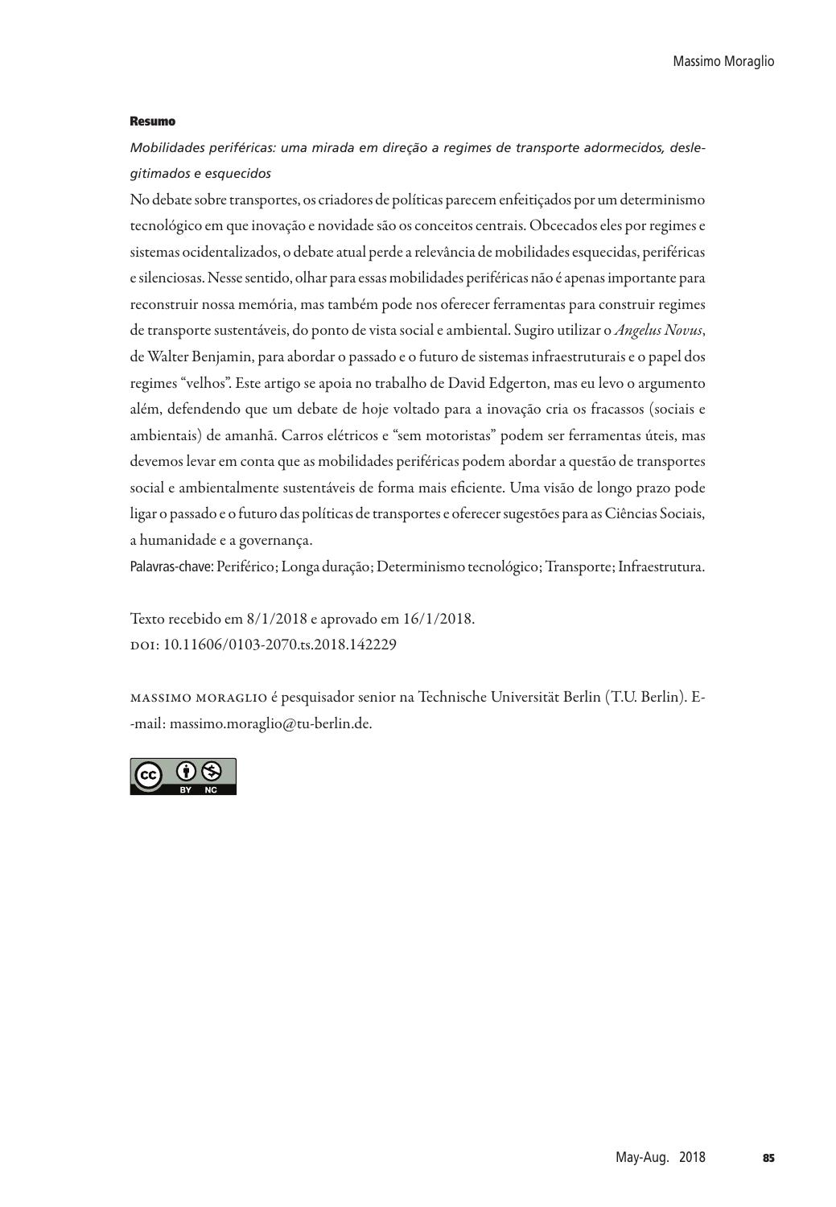#### Resumo

*Mobilidades periféricas: uma mirada em direção a regimes de transporte adormecidos, deslegitimados e esquecidos*

No debate sobre transportes, os criadores de políticas parecem enfeitiçados por um determinismo tecnológico em que inovação e novidade são os conceitos centrais. Obcecados eles por regimes e sistemas ocidentalizados, o debate atual perde a relevância de mobilidades esquecidas, periféricas e silenciosas. Nesse sentido, olhar para essas mobilidades periféricas não é apenas importante para reconstruir nossa memória, mas também pode nos oferecer ferramentas para construir regimes de transporte sustentáveis, do ponto de vista social e ambiental. Sugiro utilizar o *Angelus Novus*, de Walter Benjamin, para abordar o passado e o futuro de sistemas infraestruturais e o papel dos regimes "velhos". Este artigo se apoia no trabalho de David Edgerton, mas eu levo o argumento além, defendendo que um debate de hoje voltado para a inovação cria os fracassos (sociais e ambientais) de amanhã. Carros elétricos e "sem motoristas" podem ser ferramentas úteis, mas devemos levar em conta que as mobilidades periféricas podem abordar a questão de transportes social e ambientalmente sustentáveis de forma mais eficiente. Uma visão de longo prazo pode ligar o passado e o futuro das políticas de transportes e oferecer sugestões para as Ciências Sociais, a humanidade e a governança.

Palavras-chave: Periférico; Longa duração; Determinismo tecnológico; Transporte; Infraestrutura.

Texto recebido em 8/1/2018 e aprovado em 16/1/2018.

DOI: 10.11606/0103-2070.ts.2018.142229

MASSIMO MORAGLIO é pesquisador senior na Technische Universität Berlin (T.U. Berlin). E-mail: massimo.moraglio@tu-berlin.de.